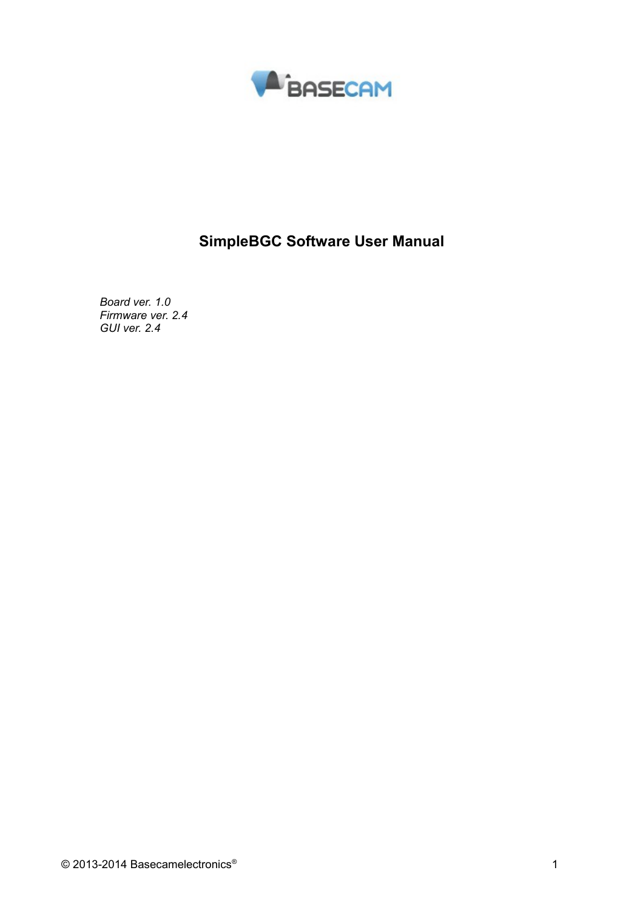BASECAM

# SimpleBGC Software User Manual

*Board ver. 1.0*
*Firmware ver. 2.4*
*GUI ver. 2.4*

© 2013-2014 Basecamelectronics®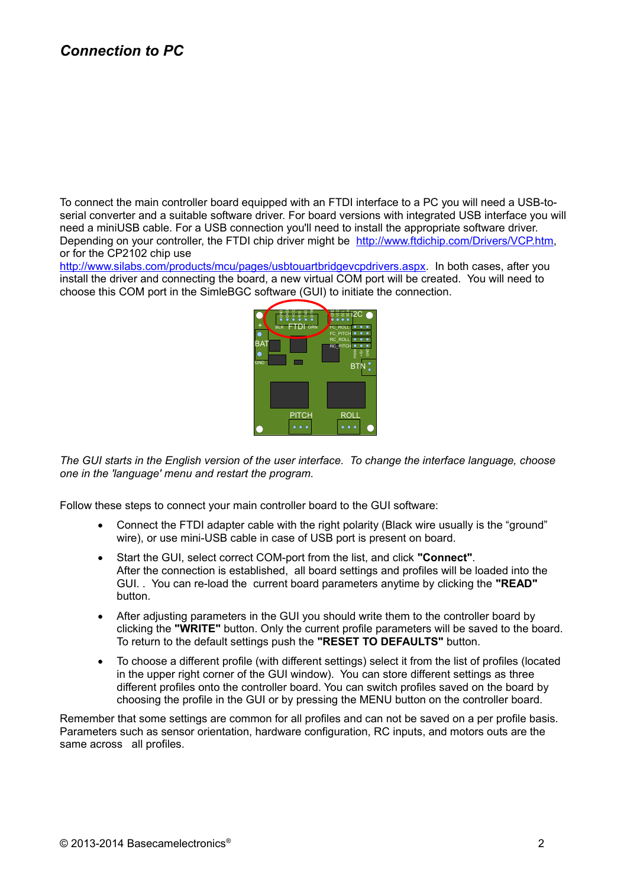## *Connection to PC*

To connect the main controller board equipped with an FTDI interface to a PC you will need a USB-to-serial converter and a suitable software driver. For board versions with integrated USB interface you will need a miniUSB cable. For a USB connection you'll need to install the appropriate software driver. Depending on your controller, the FTDI chip driver might be http://www.ftdichip.com/Drivers/VCP.htm, or for the CP2102 chip use http://www.silabs.com/products/mcu/pages/usbtouartbridgevcpdrivers.aspx. In both cases, after you install the driver and connecting the board, a new virtual COM port will be created. You will need to choose this COM port in the SimleBGC software (GUI) to initiate the connection.

*The GUI starts in the English version of the user interface. To change the interface language, choose one in the 'language' menu and restart the program.*

Follow these steps to connect your main controller board to the GUI software:

- Connect the FTDI adapter cable with the right polarity (Black wire usually is the "ground" wire), or use mini-USB cable in case of USB port is present on board.
- Start the GUI, select correct COM-port from the list, and click **"Connect"**. After the connection is established, all board settings and profiles will be loaded into the GUI. . You can re-load the current board parameters anytime by clicking the **"READ"** button.
- After adjusting parameters in the GUI you should write them to the controller board by clicking the **"WRITE"** button. Only the current profile parameters will be saved to the board. To return to the default settings push the **"RESET TO DEFAULTS"** button.
- To choose a different profile (with different settings) select it from the list of profiles (located in the upper right corner of the GUI window). You can store different settings as three different profiles onto the controller board. You can switch profiles saved on the board by choosing the profile in the GUI or by pressing the MENU button on the controller board.

Remember that some settings are common for all profiles and can not be saved on a per profile basis. Parameters such as sensor orientation, hardware configuration, RC inputs, and motors outs are the same across all profiles.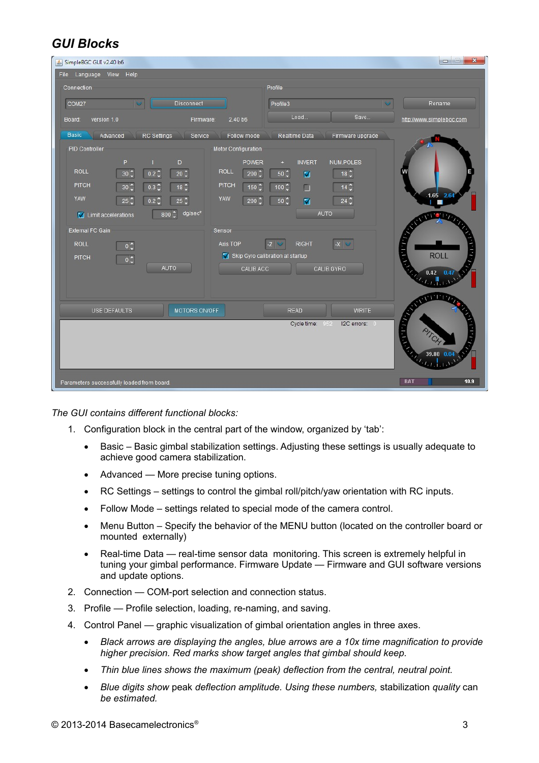## *GUI Blocks*

*The GUI contains different functional blocks:*

1. Configuration block in the central part of the window, organized by 'tab':
   - Basic – Basic gimbal stabilization settings. Adjusting these settings is usually adequate to achieve good camera stabilization.
   - Advanced — More precise tuning options.
   - RC Settings – settings to control the gimbal roll/pitch/yaw orientation with RC inputs.
   - Follow Mode – settings related to special mode of the camera control.
   - Menu Button – Specify the behavior of the MENU button (located on the controller board or mounted externally)
   - Real-time Data — real-time sensor data monitoring. This screen is extremely helpful in tuning your gimbal performance. Firmware Update — Firmware and GUI software versions and update options.
2. Connection — COM-port selection and connection status.
3. Profile — Profile selection, loading, re-naming, and saving.
4. Control Panel — graphic visualization of gimbal orientation angles in three axes.
   - *Black arrows are displaying the angles, blue arrows are a 10x time magnification to provide higher precision. Red marks show target angles that gimbal should keep.*
   - *Thin blue lines shows the maximum (peak) deflection from the central, neutral point.*
   - *Blue digits show* peak *deflection amplitude. Using these numbers,* stabilization *quality* can *be estimated.*

© 2013-2014 Basecamelectronics®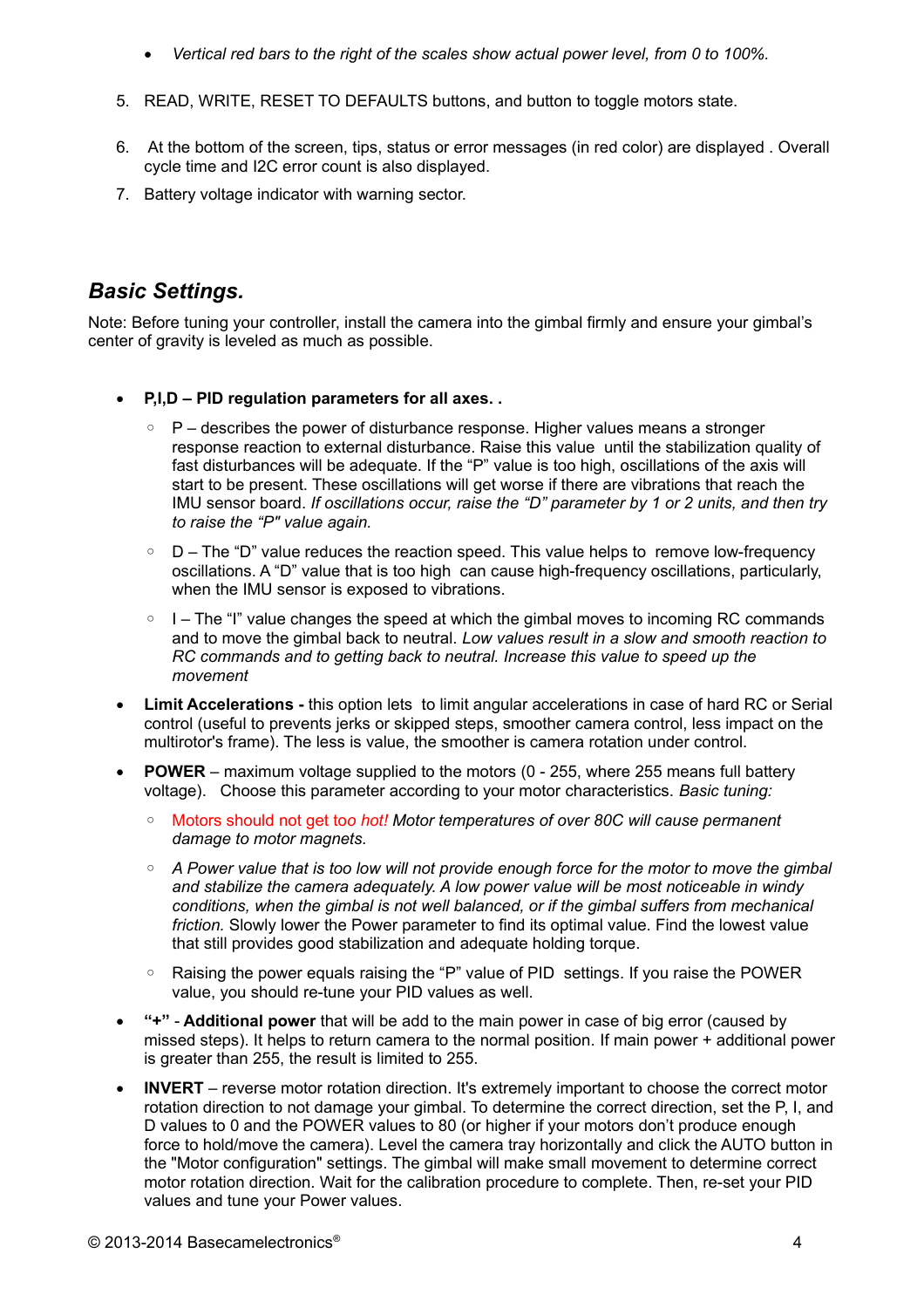- *Vertical red bars to the right of the scales show actual power level, from 0 to 100%.*

5. READ, WRITE, RESET TO DEFAULTS buttons, and button to toggle motors state.
6. At the bottom of the screen, tips, status or error messages (in red color) are displayed . Overall cycle time and I2C error count is also displayed.
7. Battery voltage indicator with warning sector.

## *Basic Settings.*

Note: Before tuning your controller, install the camera into the gimbal firmly and ensure your gimbal's center of gravity is leveled as much as possible.

- **P,I,D – PID regulation parameters for all axes. .**
    - P – describes the power of disturbance response. Higher values means a stronger response reaction to external disturbance. Raise this value until the stabilization quality of fast disturbances will be adequate. If the "P" value is too high, oscillations of the axis will start to be present. These oscillations will get worse if there are vibrations that reach the IMU sensor board. *If oscillations occur, raise the "D" parameter by 1 or 2 units, and then try to raise the "P" value again.*
    - D – The "D" value reduces the reaction speed. This value helps to remove low-frequency oscillations. A "D" value that is too high can cause high-frequency oscillations, particularly, when the IMU sensor is exposed to vibrations.
    - I – The "I" value changes the speed at which the gimbal moves to incoming RC commands and to move the gimbal back to neutral. *Low values result in a slow and smooth reaction to RC commands and to getting back to neutral. Increase this value to speed up the movement*
- **Limit Accelerations -** this option lets to limit angular accelerations in case of hard RC or Serial control (useful to prevents jerks or skipped steps, smoother camera control, less impact on the multirotor's frame). The less is value, the smoother is camera rotation under control.
- **POWER** – maximum voltage supplied to the motors (0 - 255, where 255 means full battery voltage). Choose this parameter according to your motor characteristics. *Basic tuning:*
    - Motors should not get too *hot! Motor temperatures of over 80C will cause permanent damage to motor magnets.*
    - *A Power value that is too low will not provide enough force for the motor to move the gimbal and stabilize the camera adequately. A low power value will be most noticeable in windy conditions, when the gimbal is not well balanced, or if the gimbal suffers from mechanical friction.* Slowly lower the Power parameter to find its optimal value. Find the lowest value that still provides good stabilization and adequate holding torque.
    - Raising the power equals raising the "P" value of PID settings. If you raise the POWER value, you should re-tune your PID values as well.
- **"+"** - **Additional power** that will be add to the main power in case of big error (caused by missed steps). It helps to return camera to the normal position. If main power + additional power is greater than 255, the result is limited to 255.
- **INVERT** – reverse motor rotation direction. It's extremely important to choose the correct motor rotation direction to not damage your gimbal. To determine the correct direction, set the P, I, and D values to 0 and the POWER values to 80 (or higher if your motors don't produce enough force to hold/move the camera). Level the camera tray horizontally and click the AUTO button in the "Motor configuration" settings. The gimbal will make small movement to determine correct motor rotation direction. Wait for the calibration procedure to complete. Then, re-set your PID values and tune your Power values.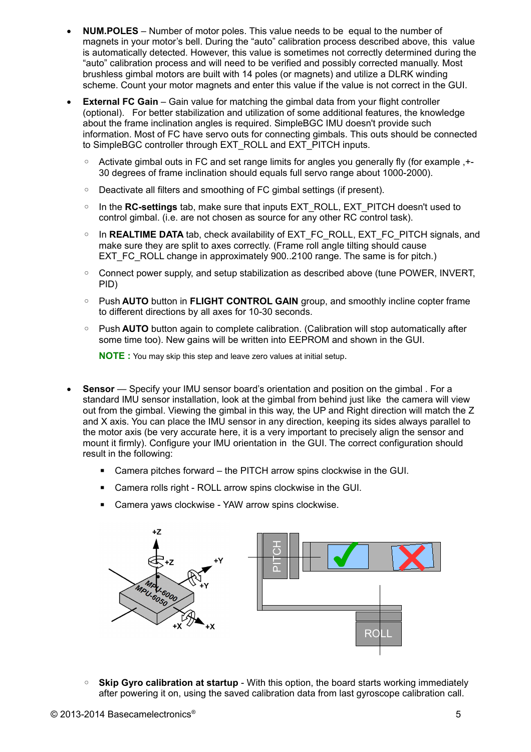- **NUM.POLES** – Number of motor poles. This value needs to be  equal to the number of magnets in your motor's bell. During the "auto" calibration process described above, this  value is automatically detected. However, this value is sometimes not correctly determined during the "auto" calibration process and will need to be verified and possibly corrected manually. Most brushless gimbal motors are built with 14 poles (or magnets) and utilize a DLRK winding scheme. Count your motor magnets and enter this value if the value is not correct in the GUI.

- **External FC Gain** – Gain value for matching the gimbal data from your flight controller (optional).   For better stabilization and utilization of some additional features, the knowledge about the frame inclination angles is required. SimpleBGC IMU doesn't provide such information. Most of FC have servo outs for connecting gimbals. This outs should be connected to SimpleBGC controller through EXT_ROLL and EXT_PITCH inputs.
  - Activate gimbal outs in FC and set range limits for angles you generally fly (for example ,+-30 degrees of frame inclination should equals full servo range about 1000-2000).
  - Deactivate all filters and smoothing of FC gimbal settings (if present).
  - In the **RC-settings** tab, make sure that inputs EXT_ROLL, EXT_PITCH doesn't used to control gimbal. (i.e. are not chosen as source for any other RC control task).
  - In **REALTIME DATA** tab, check availability of EXT_FC_ROLL, EXT_FC_PITCH signals, and make sure they are split to axes correctly. (Frame roll angle tilting should cause EXT_FC_ROLL change in approximately 900..2100 range. The same is for pitch.)
  - Connect power supply, and setup stabilization as described above (tune POWER, INVERT, PID)
  - Push **AUTO** button in **FLIGHT CONTROL GAIN** group, and smoothly incline copter frame to different directions by all axes for 10-30 seconds.
  - Push **AUTO** button again to complete calibration. (Calibration will stop automatically after some time too). New gains will be written into EEPROM and shown in the GUI.

  **NOTE :** You may skip this step and leave zero values at initial setup.

- **Sensor** — Specify your IMU sensor board's orientation and position on the gimbal . For a standard IMU sensor installation, look at the gimbal from behind just like  the camera will view out from the gimbal. Viewing the gimbal in this way, the UP and Right direction will match the Z and X axis. You can place the IMU sensor in any direction, keeping its sides always parallel to the motor axis (be very accurate here, it is a very important to precisely align the sensor and mount it firmly). Configure your IMU orientation in  the GUI. The correct configuration should result in the following:
  - Camera pitches forward – the PITCH arrow spins clockwise in the GUI.
  - Camera rolls right - ROLL arrow spins clockwise in the GUI.
  - Camera yaws clockwise - YAW arrow spins clockwise.

  - **Skip Gyro calibration at startup** - With this option, the board starts working immediately after powering it on, using the saved calibration data from last gyroscope calibration call.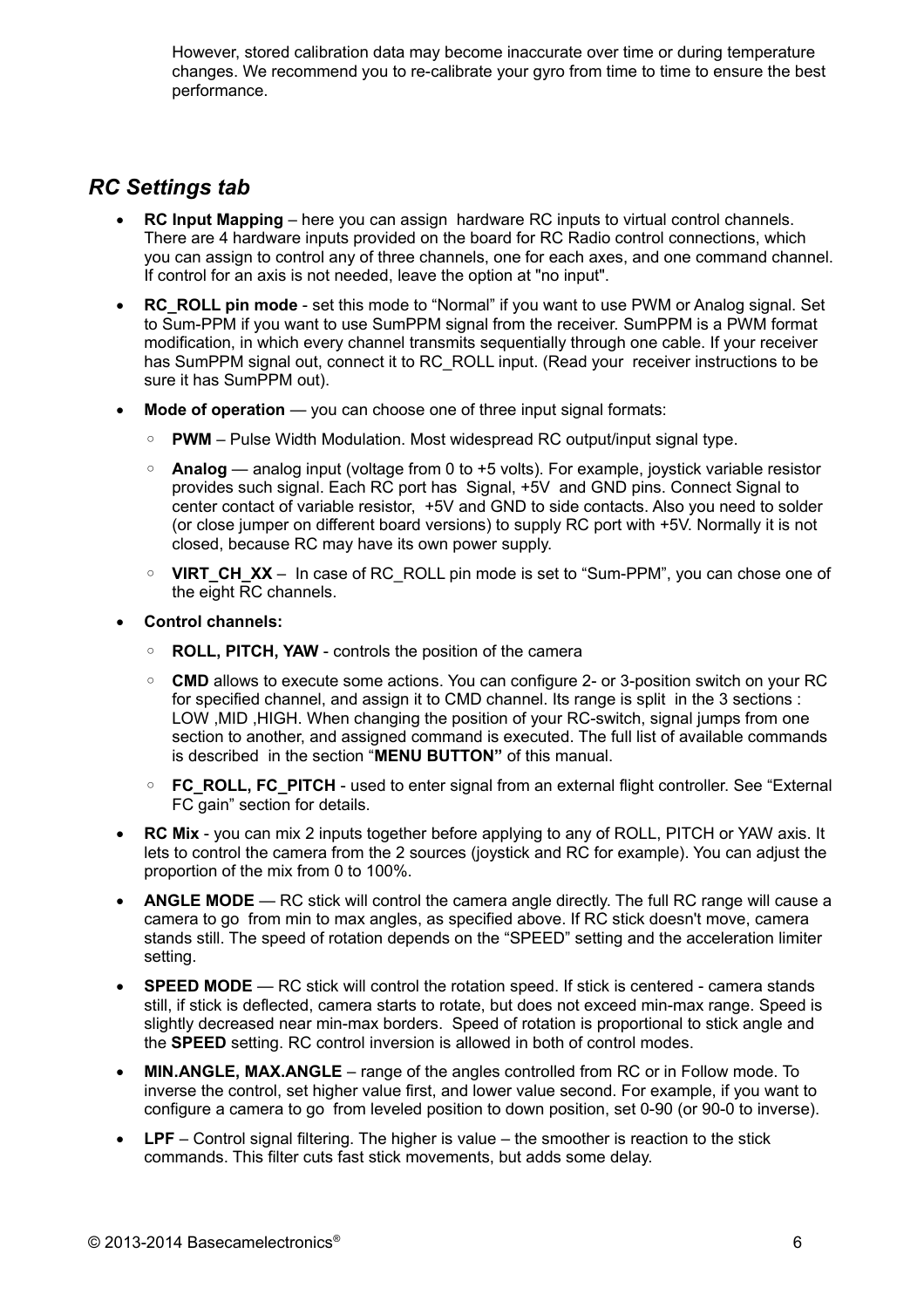However, stored calibration data may become inaccurate over time or during temperature changes. We recommend you to re-calibrate your gyro from time to time to ensure the best performance.

## *RC Settings tab*

- **RC Input Mapping** – here you can assign hardware RC inputs to virtual control channels. There are 4 hardware inputs provided on the board for RC Radio control connections, which you can assign to control any of three channels, one for each axes, and one command channel. If control for an axis is not needed, leave the option at "no input".
- **RC_ROLL pin mode** - set this mode to "Normal" if you want to use PWM or Analog signal. Set to Sum-PPM if you want to use SumPPM signal from the receiver. SumPPM is a PWM format modification, in which every channel transmits sequentially through one cable. If your receiver has SumPPM signal out, connect it to RC_ROLL input. (Read your receiver instructions to be sure it has SumPPM out).
- **Mode of operation** — you can choose one of three input signal formats:
  - **PWM** – Pulse Width Modulation. Most widespread RC output/input signal type.
  - **Analog** — analog input (voltage from 0 to +5 volts). For example, joystick variable resistor provides such signal. Each RC port has Signal, +5V and GND pins. Connect Signal to center contact of variable resistor, +5V and GND to side contacts. Also you need to solder (or close jumper on different board versions) to supply RC port with +5V. Normally it is not closed, because RC may have its own power supply.
  - **VIRT_CH_XX** – In case of RC_ROLL pin mode is set to "Sum-PPM", you can chose one of the eight RC channels.
- **Control channels:**
  - **ROLL, PITCH, YAW** - controls the position of the camera
  - **CMD** allows to execute some actions. You can configure 2- or 3-position switch on your RC for specified channel, and assign it to CMD channel. Its range is split in the 3 sections : LOW ,MID ,HIGH. When changing the position of your RC-switch, signal jumps from one section to another, and assigned command is executed. The full list of available commands is described in the section "**MENU BUTTON"** of this manual.
  - **FC_ROLL, FC_PITCH** - used to enter signal from an external flight controller. See "External FC gain" section for details.
- **RC Mix** - you can mix 2 inputs together before applying to any of ROLL, PITCH or YAW axis. It lets to control the camera from the 2 sources (joystick and RC for example). You can adjust the proportion of the mix from 0 to 100%.
- **ANGLE MODE** — RC stick will control the camera angle directly. The full RC range will cause a camera to go from min to max angles, as specified above. If RC stick doesn't move, camera stands still. The speed of rotation depends on the "SPEED" setting and the acceleration limiter setting.
- **SPEED MODE** — RC stick will control the rotation speed. If stick is centered - camera stands still, if stick is deflected, camera starts to rotate, but does not exceed min-max range. Speed is slightly decreased near min-max borders. Speed of rotation is proportional to stick angle and the **SPEED** setting. RC control inversion is allowed in both of control modes.
- **MIN.ANGLE, MAX.ANGLE** – range of the angles controlled from RC or in Follow mode. To inverse the control, set higher value first, and lower value second. For example, if you want to configure a camera to go from leveled position to down position, set 0-90 (or 90-0 to inverse).
- **LPF** – Control signal filtering. The higher is value – the smoother is reaction to the stick commands. This filter cuts fast stick movements, but adds some delay.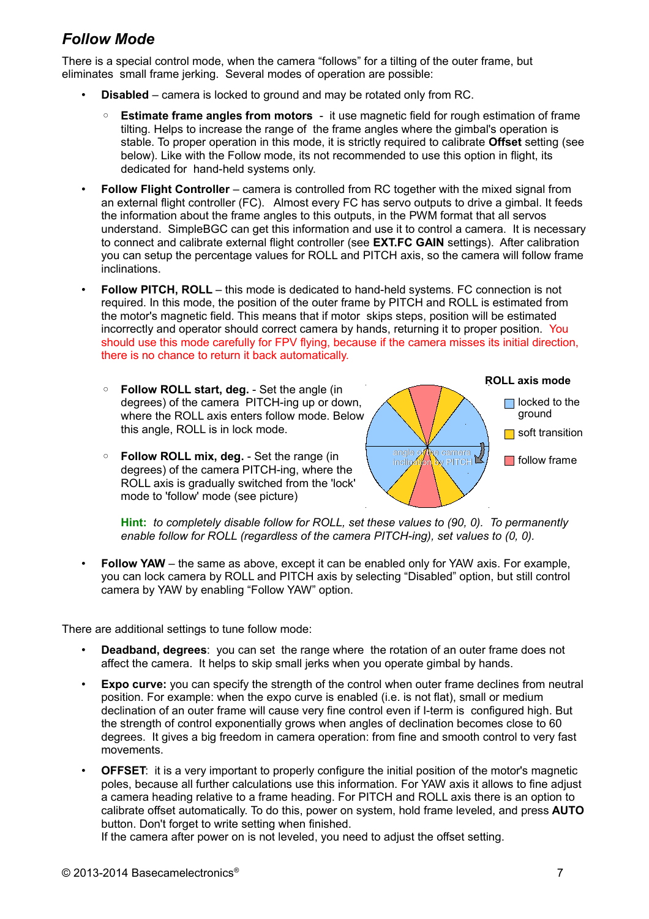## *Follow Mode*

There is a special control mode, when the camera "follows" for a tilting of the outer frame, but eliminates small frame jerking. Several modes of operation are possible:

- **Disabled** – camera is locked to ground and may be rotated only from RC.
  - **Estimate frame angles from motors** - it use magnetic field for rough estimation of frame tilting. Helps to increase the range of the frame angles where the gimbal's operation is stable. To proper operation in this mode, it is strictly required to calibrate **Offset** setting (see below). Like with the Follow mode, its not recommended to use this option in flight, its dedicated for hand-held systems only.
- **Follow Flight Controller** – camera is controlled from RC together with the mixed signal from an external flight controller (FC). Almost every FC has servo outputs to drive a gimbal. It feeds the information about the frame angles to this outputs, in the PWM format that all servos understand. SimpleBGC can get this information and use it to control a camera. It is necessary to connect and calibrate external flight controller (see **EXT.FC GAIN** settings). After calibration you can setup the percentage values for ROLL and PITCH axis, so the camera will follow frame inclinations.
- **Follow PITCH, ROLL** – this mode is dedicated to hand-held systems. FC connection is not required. In this mode, the position of the outer frame by PITCH and ROLL is estimated from the motor's magnetic field. This means that if motor skips steps, position will be estimated incorrectly and operator should correct camera by hands, returning it to proper position. You should use this mode carefully for FPV flying, because if the camera misses its initial direction, there is no chance to return it back automatically.
  - **Follow ROLL start, deg.** - Set the angle (in degrees) of the camera PITCH-ing up or down, where the ROLL axis enters follow mode. Below this angle, ROLL is in lock mode.
  - **Follow ROLL mix, deg.** - Set the range (in degrees) of the camera PITCH-ing, where the ROLL axis is gradually switched from the 'lock' mode to 'follow' mode (see picture)

  **ROLL axis mode**
  - locked to the ground
  - soft transition
  - follow frame

  angle of the camera inclination by PITCH

  **Hint:** *to completely disable follow for ROLL, set these values to (90, 0). To permanently enable follow for ROLL (regardless of the camera PITCH-ing), set values to (0, 0).*
- **Follow YAW** – the same as above, except it can be enabled only for YAW axis. For example, you can lock camera by ROLL and PITCH axis by selecting "Disabled" option, but still control camera by YAW by enabling "Follow YAW" option.

There are additional settings to tune follow mode:

- **Deadband, degrees**: you can set the range where the rotation of an outer frame does not affect the camera. It helps to skip small jerks when you operate gimbal by hands.
- **Expo curve:** you can specify the strength of the control when outer frame declines from neutral position. For example: when the expo curve is enabled (i.e. is not flat), small or medium declination of an outer frame will cause very fine control even if I-term is configured high. But the strength of control exponentially grows when angles of declination becomes close to 60 degrees. It gives a big freedom in camera operation: from fine and smooth control to very fast movements.
- **OFFSET**: it is a very important to properly configure the initial position of the motor's magnetic poles, because all further calculations use this information. For YAW axis it allows to fine adjust a camera heading relative to a frame heading. For PITCH and ROLL axis there is an option to calibrate offset automatically. To do this, power on system, hold frame leveled, and press **AUTO** button. Don't forget to write setting when finished.
  If the camera after power on is not leveled, you need to adjust the offset setting.

© 2013-2014 Basecamelectronics®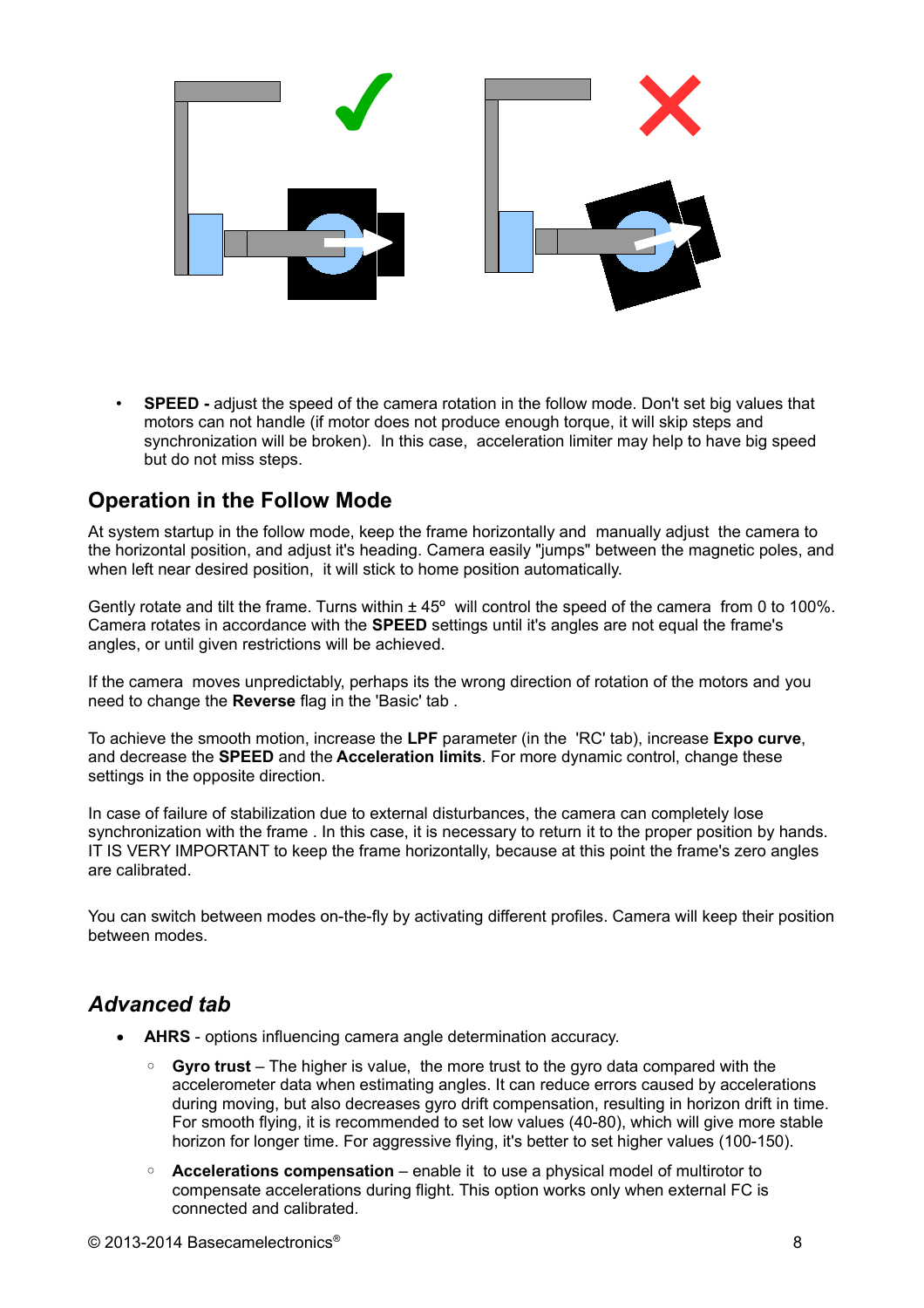- **SPEED -** adjust the speed of the camera rotation in the follow mode. Don't set big values that motors can not handle (if motor does not produce enough torque, it will skip steps and synchronization will be broken). In this case, acceleration limiter may help to have big speed but do not miss steps.

## Operation in the Follow Mode

At system startup in the follow mode, keep the frame horizontally and manually adjust the camera to the horizontal position, and adjust it's heading. Camera easily "jumps" between the magnetic poles, and when left near desired position, it will stick to home position automatically.

Gently rotate and tilt the frame. Turns within ± 45º will control the speed of the camera from 0 to 100%. Camera rotates in accordance with the **SPEED** settings until it's angles are not equal the frame's angles, or until given restrictions will be achieved.

If the camera moves unpredictably, perhaps its the wrong direction of rotation of the motors and you need to change the **Reverse** flag in the 'Basic' tab .

To achieve the smooth motion, increase the **LPF** parameter (in the 'RC' tab), increase **Expo curve**, and decrease the **SPEED** and the **Acceleration limits**. For more dynamic control, change these settings in the opposite direction.

In case of failure of stabilization due to external disturbances, the camera can completely lose synchronization with the frame . In this case, it is necessary to return it to the proper position by hands. IT IS VERY IMPORTANT to keep the frame horizontally, because at this point the frame's zero angles are calibrated.

You can switch between modes on-the-fly by activating different profiles. Camera will keep their position between modes.

## *Advanced tab*

- **AHRS** - options influencing camera angle determination accuracy.
  - **Gyro trust** – The higher is value, the more trust to the gyro data compared with the accelerometer data when estimating angles. It can reduce errors caused by accelerations during moving, but also decreases gyro drift compensation, resulting in horizon drift in time. For smooth flying, it is recommended to set low values (40-80), which will give more stable horizon for longer time. For aggressive flying, it's better to set higher values (100-150).
  - **Accelerations compensation** – enable it to use a physical model of multirotor to compensate accelerations during flight. This option works only when external FC is connected and calibrated.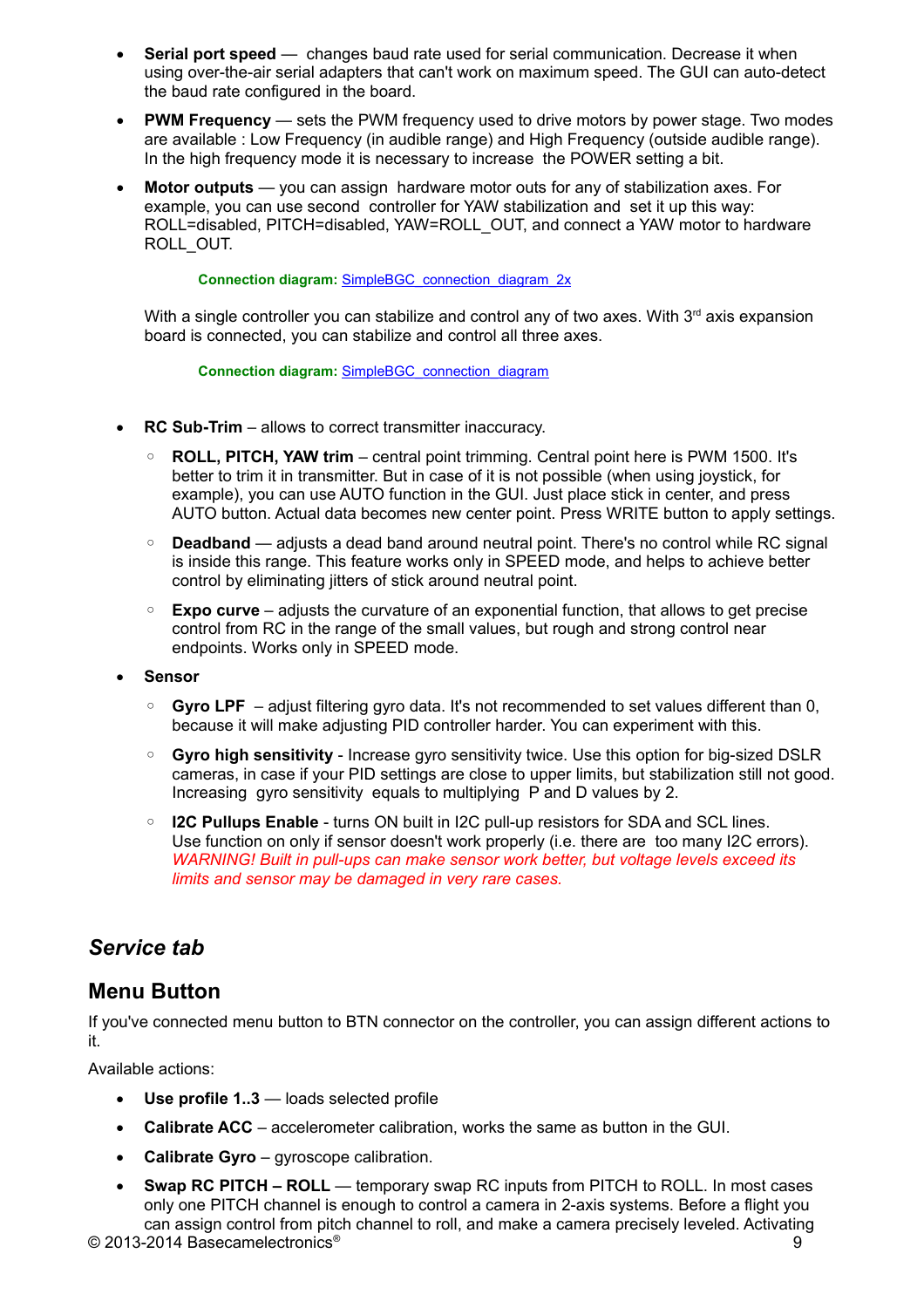- **Serial port speed** — changes baud rate used for serial communication. Decrease it when using over-the-air serial adapters that can't work on maximum speed. The GUI can auto-detect the baud rate configured in the board.
- **PWM Frequency** — sets the PWM frequency used to drive motors by power stage. Two modes are available : Low Frequency (in audible range) and High Frequency (outside audible range). In the high frequency mode it is necessary to increase the POWER setting a bit.
- **Motor outputs** — you can assign hardware motor outs for any of stabilization axes. For example, you can use second controller for YAW stabilization and set it up this way: ROLL=disabled, PITCH=disabled, YAW=ROLL_OUT, and connect a YAW motor to hardware ROLL_OUT.

  **Connection diagram:** SimpleBGC_connection_diagram_2x

  With a single controller you can stabilize and control any of two axes. With 3rd axis expansion board is connected, you can stabilize and control all three axes.

  **Connection diagram:** SimpleBGC_connection_diagram

- **RC Sub-Trim** – allows to correct transmitter inaccuracy.
  - **ROLL, PITCH, YAW trim** – central point trimming. Central point here is PWM 1500. It's better to trim it in transmitter. But in case of it is not possible (when using joystick, for example), you can use AUTO function in the GUI. Just place stick in center, and press AUTO button. Actual data becomes new center point. Press WRITE button to apply settings.
  - **Deadband** — adjusts a dead band around neutral point. There's no control while RC signal is inside this range. This feature works only in SPEED mode, and helps to achieve better control by eliminating jitters of stick around neutral point.
  - **Expo curve** – adjusts the curvature of an exponential function, that allows to get precise control from RC in the range of the small values, but rough and strong control near endpoints. Works only in SPEED mode.
- **Sensor**
  - **Gyro LPF** – adjust filtering gyro data. It's not recommended to set values different than 0, because it will make adjusting PID controller harder. You can experiment with this.
  - **Gyro high sensitivity** - Increase gyro sensitivity twice. Use this option for big-sized DSLR cameras, in case if your PID settings are close to upper limits, but stabilization still not good. Increasing gyro sensitivity equals to multiplying P and D values by 2.
  - **I2C Pullups Enable** - turns ON built in I2C pull-up resistors for SDA and SCL lines. Use function on only if sensor doesn't work properly (i.e. there are too many I2C errors). *WARNING! Built in pull-ups can make sensor work better, but voltage levels exceed its limits and sensor may be damaged in very rare cases.*

## *Service tab*

## Menu Button

If you've connected menu button to BTN connector on the controller, you can assign different actions to it.

Available actions:

- **Use profile 1..3** — loads selected profile
- **Calibrate ACC** – accelerometer calibration, works the same as button in the GUI.
- **Calibrate Gyro** – gyroscope calibration.
- **Swap RC PITCH – ROLL** — temporary swap RC inputs from PITCH to ROLL. In most cases only one PITCH channel is enough to control a camera in 2-axis systems. Before a flight you can assign control from pitch channel to roll, and make a camera precisely leveled. Activating

© 2013-2014 Basecamelectronics®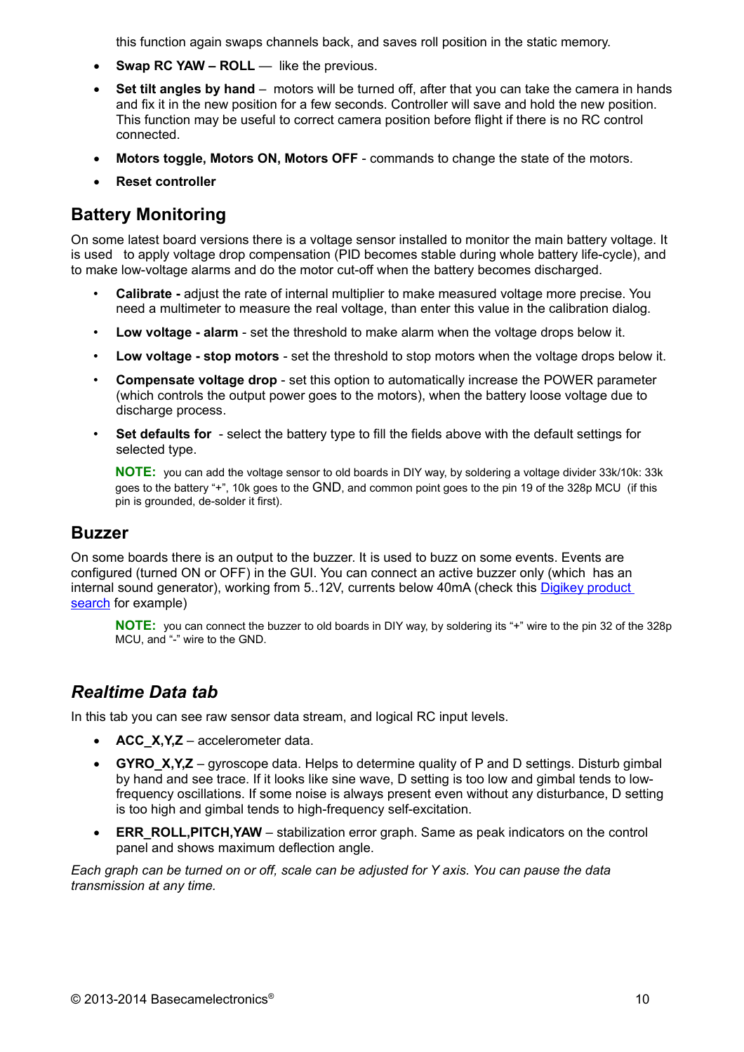this function again swaps channels back, and saves roll position in the static memory.

- **Swap RC YAW – ROLL** — like the previous.
- **Set tilt angles by hand** – motors will be turned off, after that you can take the camera in hands and fix it in the new position for a few seconds. Controller will save and hold the new position. This function may be useful to correct camera position before flight if there is no RC control connected.
- **Motors toggle, Motors ON, Motors OFF** - commands to change the state of the motors.
- **Reset controller**

## Battery Monitoring

On some latest board versions there is a voltage sensor installed to monitor the main battery voltage. It is used to apply voltage drop compensation (PID becomes stable during whole battery life-cycle), and to make low-voltage alarms and do the motor cut-off when the battery becomes discharged.

- **Calibrate -** adjust the rate of internal multiplier to make measured voltage more precise. You need a multimeter to measure the real voltage, than enter this value in the calibration dialog.
- **Low voltage - alarm** - set the threshold to make alarm when the voltage drops below it.
- **Low voltage - stop motors** - set the threshold to stop motors when the voltage drops below it.
- **Compensate voltage drop** - set this option to automatically increase the POWER parameter (which controls the output power goes to the motors), when the battery loose voltage due to discharge process.
- **Set defaults for** - select the battery type to fill the fields above with the default settings for selected type.

  **NOTE:** you can add the voltage sensor to old boards in DIY way, by soldering a voltage divider 33k/10k: 33k goes to the battery "+", 10k goes to the GND, and common point goes to the pin 19 of the 328p MCU (if this pin is grounded, de-solder it first).

## Buzzer

On some boards there is an output to the buzzer. It is used to buzz on some events. Events are configured (turned ON or OFF) in the GUI. You can connect an active buzzer only (which has an internal sound generator), working from 5..12V, currents below 40mA (check this [Digikey product search]() for example)

**NOTE:** you can connect the buzzer to old boards in DIY way, by soldering its "+" wire to the pin 32 of the 328p MCU, and "-" wire to the GND.

## *Realtime Data tab*

In this tab you can see raw sensor data stream, and logical RC input levels.

- **ACC_X,Y,Z** – accelerometer data.
- **GYRO_X,Y,Z** – gyroscope data. Helps to determine quality of P and D settings. Disturb gimbal by hand and see trace. If it looks like sine wave, D setting is too low and gimbal tends to low-frequency oscillations. If some noise is always present even without any disturbance, D setting is too high and gimbal tends to high-frequency self-excitation.
- **ERR_ROLL,PITCH,YAW** – stabilization error graph. Same as peak indicators on the control panel and shows maximum deflection angle.

*Each graph can be turned on or off, scale can be adjusted for Y axis. You can pause the data transmission at any time.*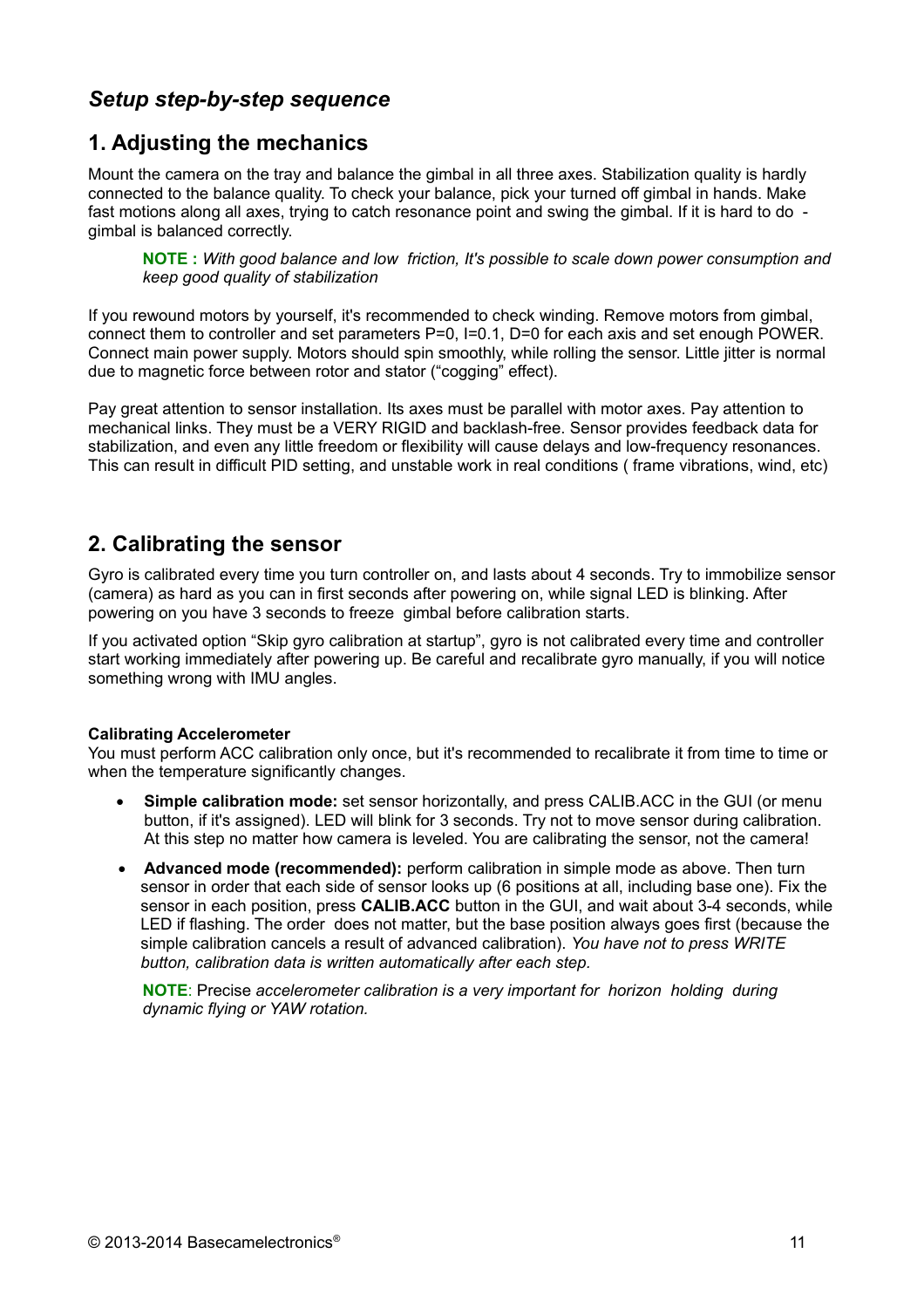## *Setup step-by-step sequence*

## 1. Adjusting the mechanics

Mount the camera on the tray and balance the gimbal in all three axes. Stabilization quality is hardly connected to the balance quality. To check your balance, pick your turned off gimbal in hands. Make fast motions along all axes, trying to catch resonance point and swing the gimbal. If it is hard to do - gimbal is balanced correctly.

> **NOTE :** *With good balance and low friction, It's possible to scale down power consumption and keep good quality of stabilization*

If you rewound motors by yourself, it's recommended to check winding. Remove motors from gimbal, connect them to controller and set parameters P=0, I=0.1, D=0 for each axis and set enough POWER. Connect main power supply. Motors should spin smoothly, while rolling the sensor. Little jitter is normal due to magnetic force between rotor and stator ("cogging" effect).

Pay great attention to sensor installation. Its axes must be parallel with motor axes. Pay attention to mechanical links. They must be a VERY RIGID and backlash-free. Sensor provides feedback data for stabilization, and even any little freedom or flexibility will cause delays and low-frequency resonances. This can result in difficult PID setting, and unstable work in real conditions ( frame vibrations, wind, etc)

## 2. Calibrating the sensor

Gyro is calibrated every time you turn controller on, and lasts about 4 seconds. Try to immobilize sensor (camera) as hard as you can in first seconds after powering on, while signal LED is blinking. After powering on you have 3 seconds to freeze gimbal before calibration starts.

If you activated option "Skip gyro calibration at startup", gyro is not calibrated every time and controller start working immediately after powering up. Be careful and recalibrate gyro manually, if you will notice something wrong with IMU angles.

**Calibrating Accelerometer**

You must perform ACC calibration only once, but it's recommended to recalibrate it from time to time or when the temperature significantly changes.

- **Simple calibration mode:** set sensor horizontally, and press CALIB.ACC in the GUI (or menu button, if it's assigned). LED will blink for 3 seconds. Try not to move sensor during calibration. At this step no matter how camera is leveled. You are calibrating the sensor, not the camera!
- **Advanced mode (recommended):** perform calibration in simple mode as above. Then turn sensor in order that each side of sensor looks up (6 positions at all, including base one). Fix the sensor in each position, press **CALIB.ACC** button in the GUI, and wait about 3-4 seconds, while LED if flashing. The order does not matter, but the base position always goes first (because the simple calibration cancels a result of advanced calibration). *You have not to press WRITE button, calibration data is written automatically after each step.*

> **NOTE**: Precise *accelerometer calibration is a very important for horizon holding during dynamic flying or YAW rotation.*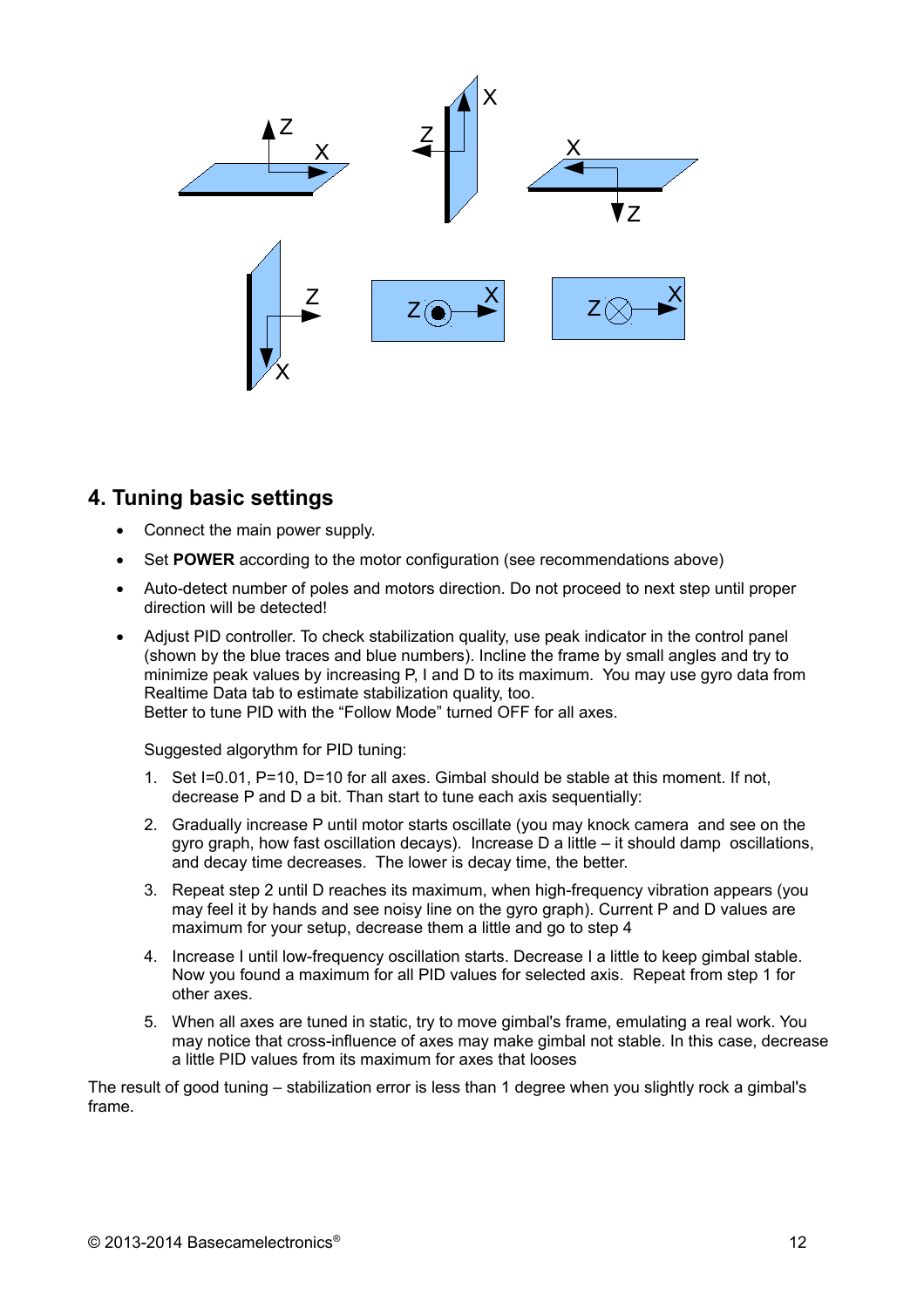## 4. Tuning basic settings

- Connect the main power supply.
- Set **POWER** according to the motor configuration (see recommendations above)
- Auto-detect number of poles and motors direction. Do not proceed to next step until proper direction will be detected!
- Adjust PID controller. To check stabilization quality, use peak indicator in the control panel (shown by the blue traces and blue numbers). Incline the frame by small angles and try to minimize peak values by increasing P, I and D to its maximum. You may use gyro data from Realtime Data tab to estimate stabilization quality, too.
  Better to tune PID with the "Follow Mode" turned OFF for all axes.

  Suggested algorythm for PID tuning:

  1. Set I=0.01, P=10, D=10 for all axes. Gimbal should be stable at this moment. If not, decrease P and D a bit. Than start to tune each axis sequentially:
  2. Gradually increase P until motor starts oscillate (you may knock camera and see on the gyro graph, how fast oscillation decays). Increase D a little – it should damp oscillations, and decay time decreases. The lower is decay time, the better.
  3. Repeat step 2 until D reaches its maximum, when high-frequency vibration appears (you may feel it by hands and see noisy line on the gyro graph). Current P and D values are maximum for your setup, decrease them a little and go to step 4
  4. Increase I until low-frequency oscillation starts. Decrease I a little to keep gimbal stable. Now you found a maximum for all PID values for selected axis. Repeat from step 1 for other axes.
  5. When all axes are tuned in static, try to move gimbal's frame, emulating a real work. You may notice that cross-influence of axes may make gimbal not stable. In this case, decrease a little PID values from its maximum for axes that looses

The result of good tuning – stabilization error is less than 1 degree when you slightly rock a gimbal's frame.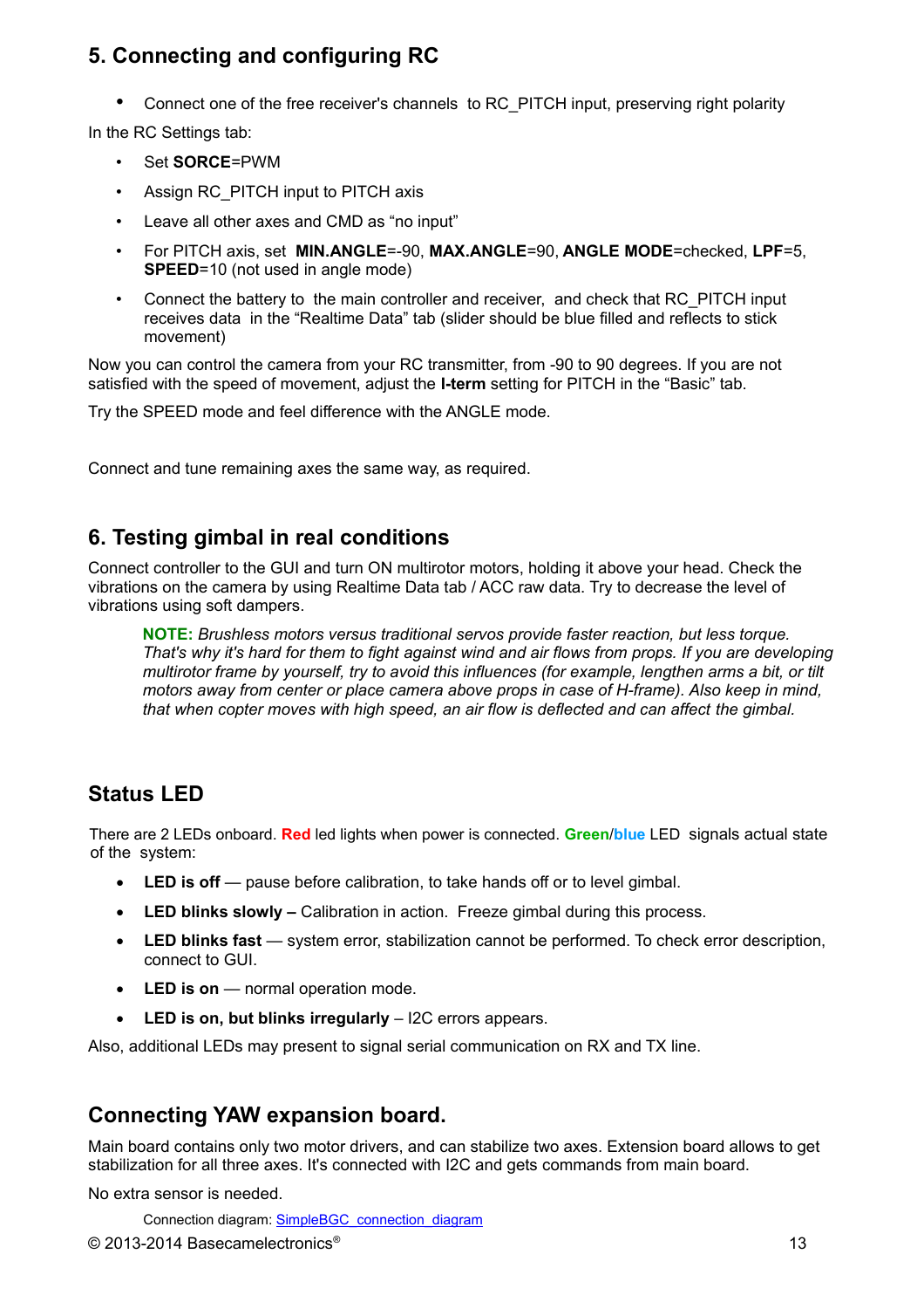## 5. Connecting and configuring RC

- Connect one of the free receiver's channels to RC_PITCH input, preserving right polarity

In the RC Settings tab:

- Set **SORCE**=PWM
- Assign RC_PITCH input to PITCH axis
- Leave all other axes and CMD as "no input"
- For PITCH axis, set **MIN.ANGLE**=-90, **MAX.ANGLE**=90, **ANGLE MODE**=checked, **LPF**=5, **SPEED**=10 (not used in angle mode)
- Connect the battery to the main controller and receiver, and check that RC_PITCH input receives data in the "Realtime Data" tab (slider should be blue filled and reflects to stick movement)

Now you can control the camera from your RC transmitter, from -90 to 90 degrees. If you are not satisfied with the speed of movement, adjust the **I-term** setting for PITCH in the "Basic" tab.

Try the SPEED mode and feel difference with the ANGLE mode.

Connect and tune remaining axes the same way, as required.

## 6. Testing gimbal in real conditions

Connect controller to the GUI and turn ON multirotor motors, holding it above your head. Check the vibrations on the camera by using Realtime Data tab / ACC raw data. Try to decrease the level of vibrations using soft dampers.

> **NOTE:** *Brushless motors versus traditional servos provide faster reaction, but less torque. That's why it's hard for them to fight against wind and air flows from props. If you are developing multirotor frame by yourself, try to avoid this influences (for example, lengthen arms a bit, or tilt motors away from center or place camera above props in case of H-frame). Also keep in mind, that when copter moves with high speed, an air flow is deflected and can affect the gimbal.*

## Status LED

There are 2 LEDs onboard. **Red** led lights when power is connected. **Green**/**blue** LED signals actual state of the system:

- **LED is off** — pause before calibration, to take hands off or to level gimbal.
- **LED blinks slowly –** Calibration in action. Freeze gimbal during this process.
- **LED blinks fast** — system error, stabilization cannot be performed. To check error description, connect to GUI.
- **LED is on** — normal operation mode.
- **LED is on, but blinks irregularly** – I2C errors appears.

Also, additional LEDs may present to signal serial communication on RX and TX line.

## Connecting YAW expansion board.

Main board contains only two motor drivers, and can stabilize two axes. Extension board allows to get stabilization for all three axes. It's connected with I2C and gets commands from main board.

No extra sensor is needed.

Connection diagram: [SimpleBGC_connection_diagram]

© 2013-2014 Basecamelectronics®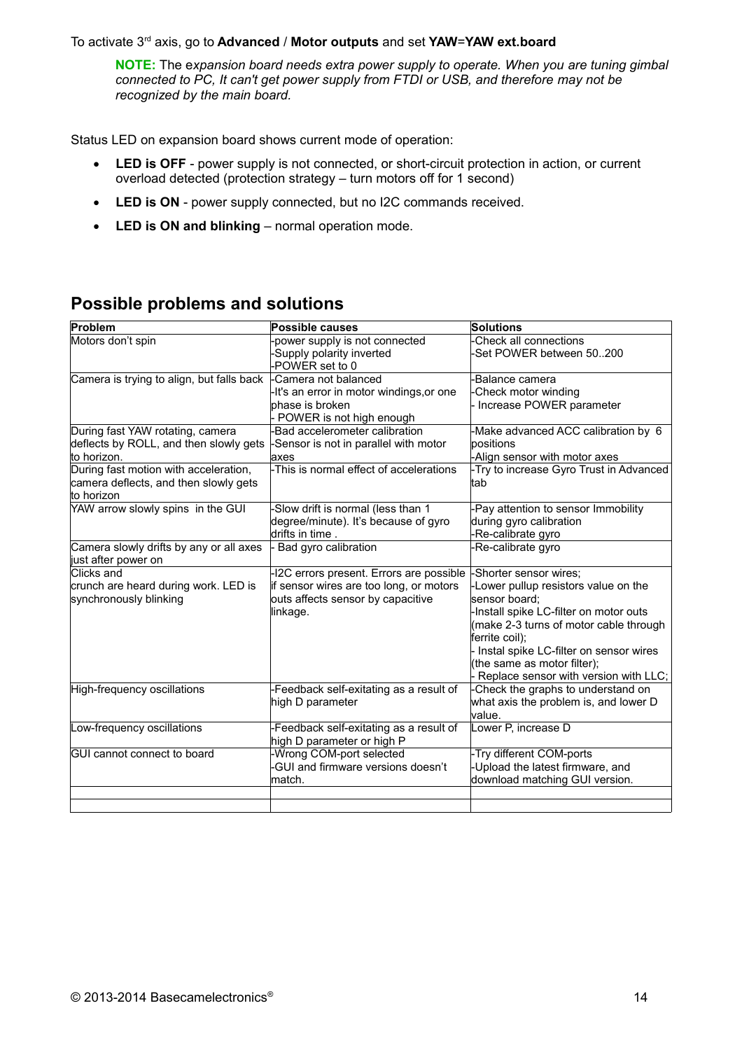To activate 3rd axis, go to **Advanced** / **Motor outputs** and set **YAW**=**YAW ext.board**

> **NOTE:** The *expansion board needs extra power supply to operate. When you are tuning gimbal connected to PC, It can't get power supply from FTDI or USB, and therefore may not be recognized by the main board.*

Status LED on expansion board shows current mode of operation:

- **LED is OFF** - power supply is not connected, or short-circuit protection in action, or current overload detected (protection strategy – turn motors off for 1 second)
- **LED is ON** - power supply connected, but no I2C commands received.
- **LED is ON and blinking** – normal operation mode.

## Possible problems and solutions

| Problem | Possible causes | Solutions |
|---|---|---|
| Motors don't spin | -power supply is not connected<br>-Supply polarity inverted<br>-POWER set to 0 | -Check all connections<br>-Set POWER between 50..200 |
| Camera is trying to align, but falls back | -Camera not balanced<br>-It's an error in motor windings,or one phase is broken<br>- POWER is not high enough | -Balance camera<br>-Check motor winding<br>- Increase POWER parameter |
| During fast YAW rotating, camera deflects by ROLL, and then slowly gets to horizon. | -Bad accelerometer calibration<br>-Sensor is not in parallel with motor axes | -Make advanced ACC calibration by 6 positions<br>-Align sensor with motor axes |
| During fast motion with acceleration, camera deflects, and then slowly gets to horizon | -This is normal effect of accelerations | -Try to increase Gyro Trust in Advanced tab |
| YAW arrow slowly spins in the GUI | -Slow drift is normal (less than 1 degree/minute). It's because of gyro drifts in time . | -Pay attention to sensor Immobility during gyro calibration<br>-Re-calibrate gyro |
| Camera slowly drifts by any or all axes just after power on | - Bad gyro calibration | -Re-calibrate gyro |
| Clicks and crunch are heard during work. LED is synchronously blinking | -I2C errors present. Errors are possible if sensor wires are too long, or motors outs affects sensor by capacitive linkage. | -Shorter sensor wires;<br>-Lower pullup resistors value on the sensor board;<br>-Install spike LC-filter on motor outs (make 2-3 turns of motor cable through ferrite coil);<br>- Instal spike LC-filter on sensor wires (the same as motor filter);<br>- Replace sensor with version with LLC; |
| High-frequency oscillations | -Feedback self-exitating as a result of high D parameter | -Check the graphs to understand on what axis the problem is, and lower D value. |
| Low-frequency oscillations | -Feedback self-exitating as a result of high D parameter or high P | Lower P, increase D |
| GUI cannot connect to board | -Wrong COM-port selected<br>-GUI and firmware versions doesn't match. | -Try different COM-ports<br>-Upload the latest firmware, and download matching GUI version. |
| | | |
| | | |

© 2013-2014 Basecamelectronics®